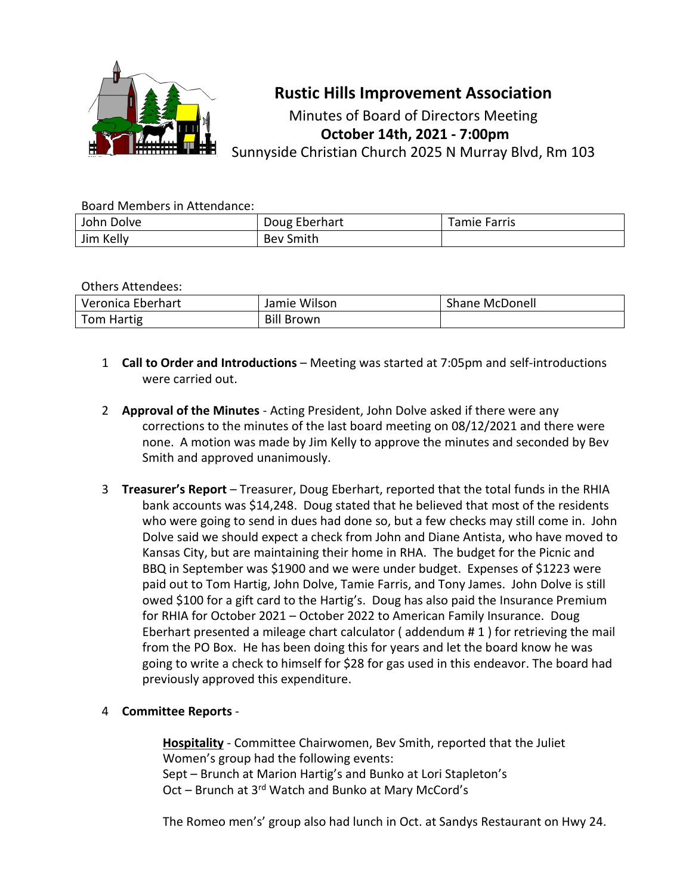# Rustic Hills Improvement Association

Minutes of Board of Directors Meeting
**October 14th, 2021 - 7:00pm**
Sunnyside Christian Church 2025 N Murray Blvd, Rm 103

Board Members in Attendance:

| John Dolve | Doug Eberhart | Tamie Farris |
|---|---|---|
| Jim Kelly | Bev Smith | |

Others Attendees:

| Veronica Eberhart | Jamie Wilson | Shane McDonell |
|---|---|---|
| Tom Hartig | Bill Brown | |

1 **Call to Order and Introductions** – Meeting was started at 7:05pm and self-introductions were carried out.

2 **Approval of the Minutes** - Acting President, John Dolve asked if there were any corrections to the minutes of the last board meeting on 08/12/2021 and there were none. A motion was made by Jim Kelly to approve the minutes and seconded by Bev Smith and approved unanimously.

3 **Treasurer's Report** – Treasurer, Doug Eberhart, reported that the total funds in the RHIA bank accounts was $14,248. Doug stated that he believed that most of the residents who were going to send in dues had done so, but a few checks may still come in. John Dolve said we should expect a check from John and Diane Antista, who have moved to Kansas City, but are maintaining their home in RHA. The budget for the Picnic and BBQ in September was $1900 and we were under budget. Expenses of $1223 were paid out to Tom Hartig, John Dolve, Tamie Farris, and Tony James. John Dolve is still owed $100 for a gift card to the Hartig's. Doug has also paid the Insurance Premium for RHIA for October 2021 – October 2022 to American Family Insurance. Doug Eberhart presented a mileage chart calculator ( addendum # 1 ) for retrieving the mail from the PO Box. He has been doing this for years and let the board know he was going to write a check to himself for $28 for gas used in this endeavor. The board had previously approved this expenditure.

4 **Committee Reports** -

**Hospitality** - Committee Chairwomen, Bev Smith, reported that the Juliet Women's group had the following events:
Sept – Brunch at Marion Hartig's and Bunko at Lori Stapleton's
Oct – Brunch at 3rd Watch and Bunko at Mary McCord's

The Romeo men's' group also had lunch in Oct. at Sandys Restaurant on Hwy 24.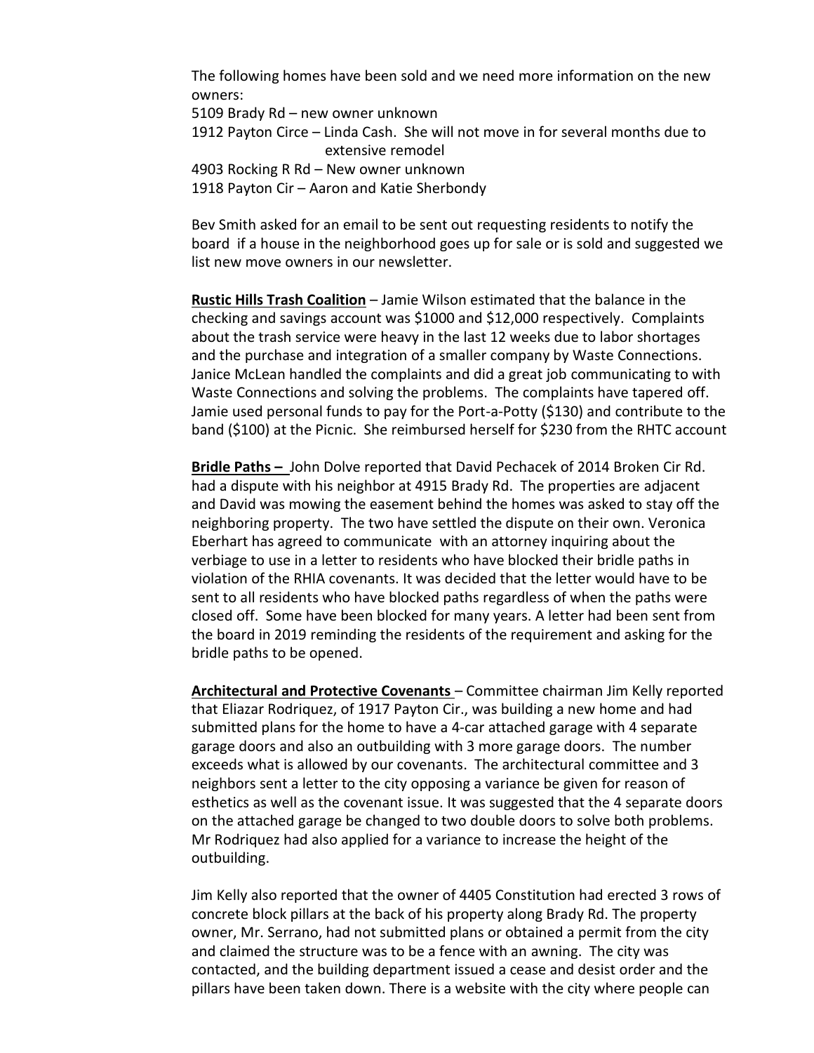The following homes have been sold and we need more information on the new owners:

5109 Brady Rd – new owner unknown
1912 Payton Circe – Linda Cash. She will not move in for several months due to extensive remodel
4903 Rocking R Rd – New owner unknown
1918 Payton Cir – Aaron and Katie Sherbondy

Bev Smith asked for an email to be sent out requesting residents to notify the board if a house in the neighborhood goes up for sale or is sold and suggested we list new move owners in our newsletter.

**Rustic Hills Trash Coalition** – Jamie Wilson estimated that the balance in the checking and savings account was $1000 and $12,000 respectively. Complaints about the trash service were heavy in the last 12 weeks due to labor shortages and the purchase and integration of a smaller company by Waste Connections. Janice McLean handled the complaints and did a great job communicating to with Waste Connections and solving the problems. The complaints have tapered off. Jamie used personal funds to pay for the Port-a-Potty ($130) and contribute to the band ($100) at the Picnic. She reimbursed herself for $230 from the RHTC account

**Bridle Paths –** John Dolve reported that David Pechacek of 2014 Broken Cir Rd. had a dispute with his neighbor at 4915 Brady Rd. The properties are adjacent and David was mowing the easement behind the homes was asked to stay off the neighboring property. The two have settled the dispute on their own. Veronica Eberhart has agreed to communicate with an attorney inquiring about the verbiage to use in a letter to residents who have blocked their bridle paths in violation of the RHIA covenants. It was decided that the letter would have to be sent to all residents who have blocked paths regardless of when the paths were closed off. Some have been blocked for many years. A letter had been sent from the board in 2019 reminding the residents of the requirement and asking for the bridle paths to be opened.

**Architectural and Protective Covenants** – Committee chairman Jim Kelly reported that Eliazar Rodriquez, of 1917 Payton Cir., was building a new home and had submitted plans for the home to have a 4-car attached garage with 4 separate garage doors and also an outbuilding with 3 more garage doors. The number exceeds what is allowed by our covenants. The architectural committee and 3 neighbors sent a letter to the city opposing a variance be given for reason of esthetics as well as the covenant issue. It was suggested that the 4 separate doors on the attached garage be changed to two double doors to solve both problems. Mr Rodriquez had also applied for a variance to increase the height of the outbuilding.

Jim Kelly also reported that the owner of 4405 Constitution had erected 3 rows of concrete block pillars at the back of his property along Brady Rd. The property owner, Mr. Serrano, had not submitted plans or obtained a permit from the city and claimed the structure was to be a fence with an awning. The city was contacted, and the building department issued a cease and desist order and the pillars have been taken down. There is a website with the city where people can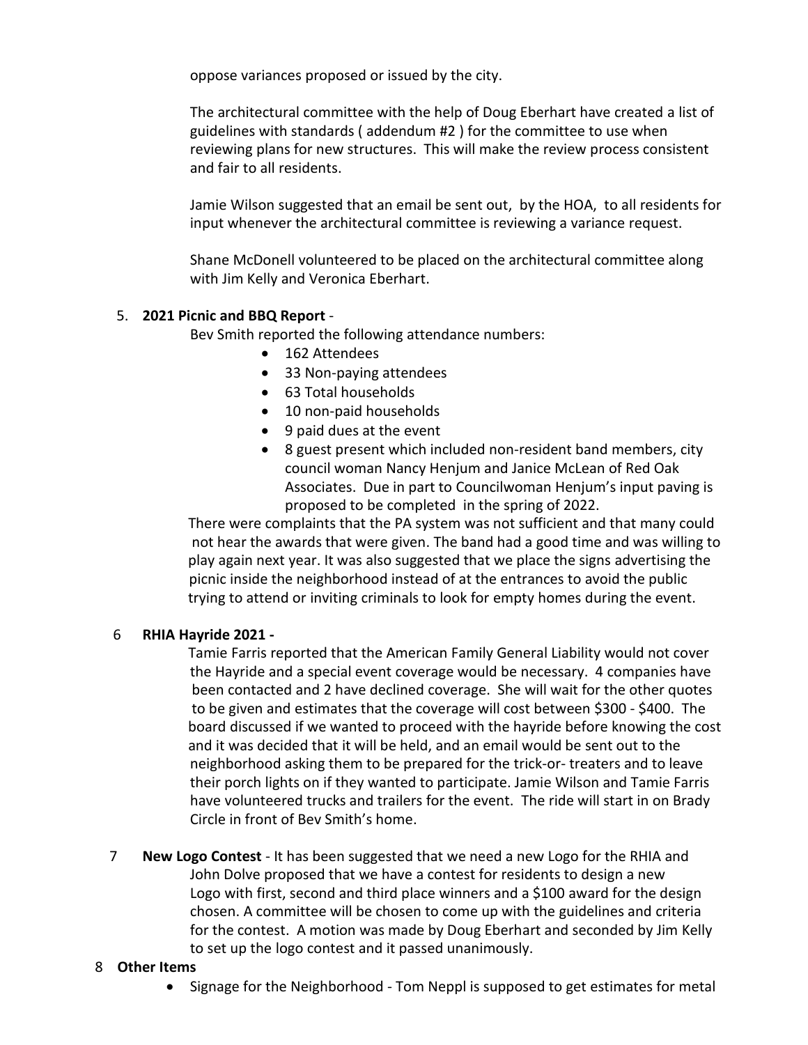oppose variances proposed or issued by the city.

The architectural committee with the help of Doug Eberhart have created a list of guidelines with standards ( addendum #2 ) for the committee to use when reviewing plans for new structures. This will make the review process consistent and fair to all residents.

Jamie Wilson suggested that an email be sent out, by the HOA, to all residents for input whenever the architectural committee is reviewing a variance request.

Shane McDonell volunteered to be placed on the architectural committee along with Jim Kelly and Veronica Eberhart.

5. **2021 Picnic and BBQ Report** -

   Bev Smith reported the following attendance numbers:

   - 162 Attendees
   - 33 Non-paying attendees
   - 63 Total households
   - 10 non-paid households
   - 9 paid dues at the event
   - 8 guest present which included non-resident band members, city council woman Nancy Henjum and Janice McLean of Red Oak Associates. Due in part to Councilwoman Henjum's input paving is proposed to be completed in the spring of 2022.

   There were complaints that the PA system was not sufficient and that many could not hear the awards that were given. The band had a good time and was willing to play again next year. It was also suggested that we place the signs advertising the picnic inside the neighborhood instead of at the entrances to avoid the public trying to attend or inviting criminals to look for empty homes during the event.

6. **RHIA Hayride 2021 -**

   Tamie Farris reported that the American Family General Liability would not cover the Hayride and a special event coverage would be necessary. 4 companies have been contacted and 2 have declined coverage. She will wait for the other quotes to be given and estimates that the coverage will cost between $300 - $400. The board discussed if we wanted to proceed with the hayride before knowing the cost and it was decided that it will be held, and an email would be sent out to the neighborhood asking them to be prepared for the trick-or- treaters and to leave their porch lights on if they wanted to participate. Jamie Wilson and Tamie Farris have volunteered trucks and trailers for the event. The ride will start in on Brady Circle in front of Bev Smith's home.

7. **New Logo Contest** - It has been suggested that we need a new Logo for the RHIA and John Dolve proposed that we have a contest for residents to design a new Logo with first, second and third place winners and a $100 award for the design chosen. A committee will be chosen to come up with the guidelines and criteria for the contest. A motion was made by Doug Eberhart and seconded by Jim Kelly to set up the logo contest and it passed unanimously.

8. **Other Items**

   - Signage for the Neighborhood - Tom Neppl is supposed to get estimates for metal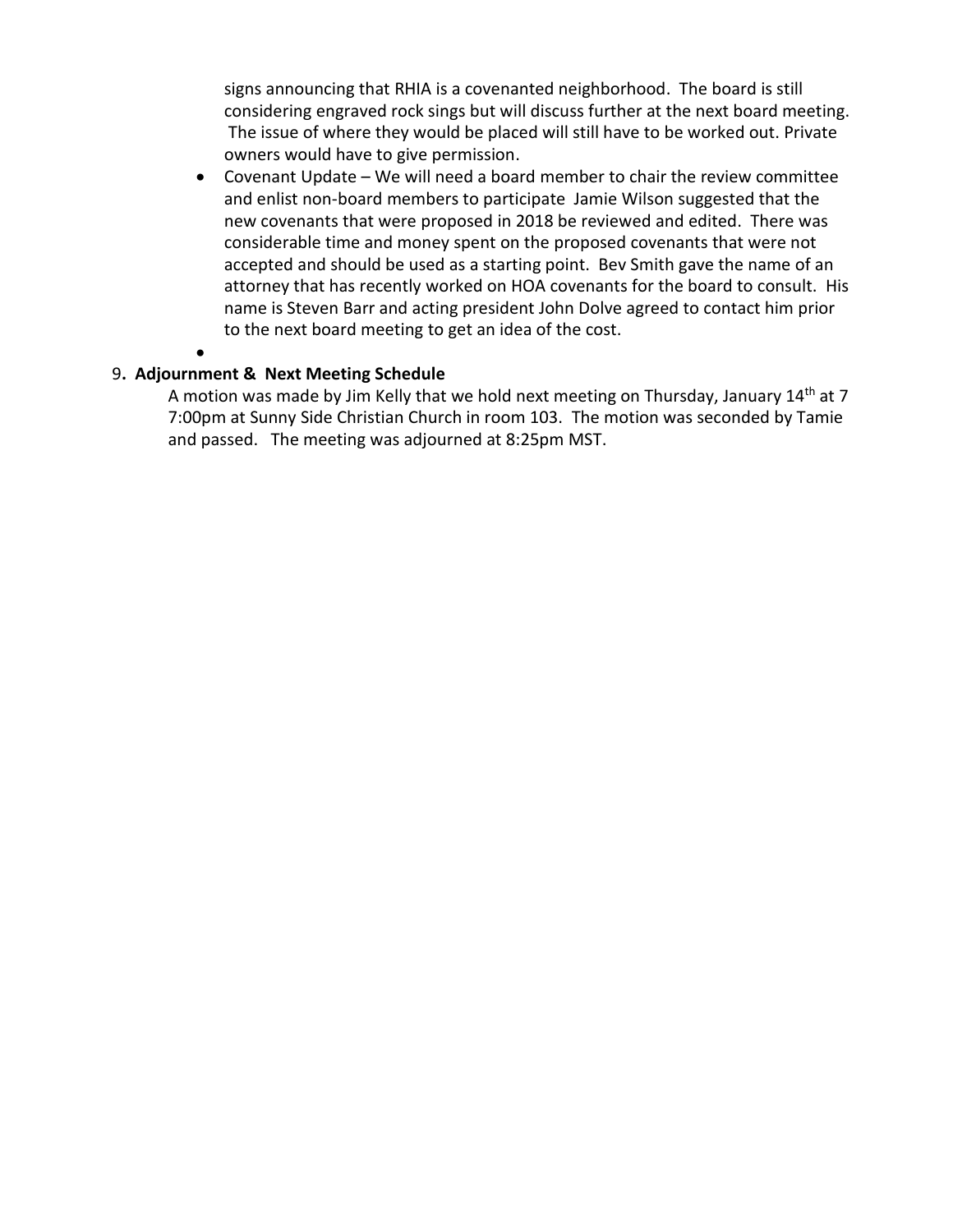signs announcing that RHIA is a covenanted neighborhood. The board is still considering engraved rock sings but will discuss further at the next board meeting. The issue of where they would be placed will still have to be worked out. Private owners would have to give permission.

- Covenant Update – We will need a board member to chair the review committee and enlist non-board members to participate Jamie Wilson suggested that the new covenants that were proposed in 2018 be reviewed and edited. There was considerable time and money spent on the proposed covenants that were not accepted and should be used as a starting point. Bev Smith gave the name of an attorney that has recently worked on HOA covenants for the board to consult. His name is Steven Barr and acting president John Dolve agreed to contact him prior to the next board meeting to get an idea of the cost.
- 

9. **Adjournment & Next Meeting Schedule**

A motion was made by Jim Kelly that we hold next meeting on Thursday, January 14th at 7 7:00pm at Sunny Side Christian Church in room 103. The motion was seconded by Tamie and passed. The meeting was adjourned at 8:25pm MST.